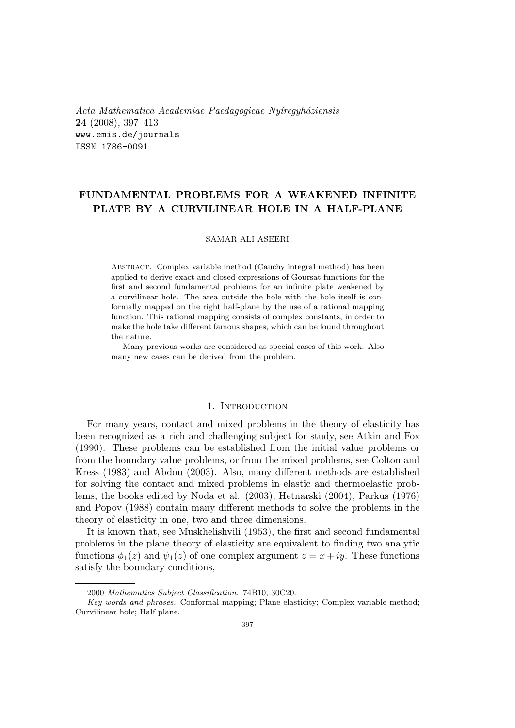*Acta Mathematica Academiae Paedagogicae Nyíregyháziensis*
**24** (2008), 397–413
www.emis.de/journals
ISSN 1786-0091

# FUNDAMENTAL PROBLEMS FOR A WEAKENED INFINITE PLATE BY A CURVILINEAR HOLE IN A HALF-PLANE

SAMAR ALI ASEERI

Abstract. Complex variable method (Cauchy integral method) has been applied to derive exact and closed expressions of Goursat functions for the first and second fundamental problems for an infinite plate weakened by a curvilinear hole. The area outside the hole with the hole itself is conformally mapped on the right half-plane by the use of a rational mapping function. This rational mapping consists of complex constants, in order to make the hole take different famous shapes, which can be found throughout the nature.

Many previous works are considered as special cases of this work. Also many new cases can be derived from the problem.

## 1. Introduction

For many years, contact and mixed problems in the theory of elasticity has been recognized as a rich and challenging subject for study, see Atkin and Fox (1990). These problems can be established from the initial value problems or from the boundary value problems, or from the mixed problems, see Colton and Kress (1983) and Abdou (2003). Also, many different methods are established for solving the contact and mixed problems in elastic and thermoelastic problems, the books edited by Noda et al. (2003), Hetnarski (2004), Parkus (1976) and Popov (1988) contain many different methods to solve the problems in the theory of elasticity in one, two and three dimensions.

It is known that, see Muskhelishvili (1953), the first and second fundamental problems in the plane theory of elasticity are equivalent to finding two analytic functions $\phi_1(z)$ and $\psi_1(z)$ of one complex argument $z = x + iy$. These functions satisfy the boundary conditions,

2000 *Mathematics Subject Classification.* 74B10, 30C20.

*Key words and phrases.* Conformal mapping; Plane elasticity; Complex variable method; Curvilinear hole; Half plane.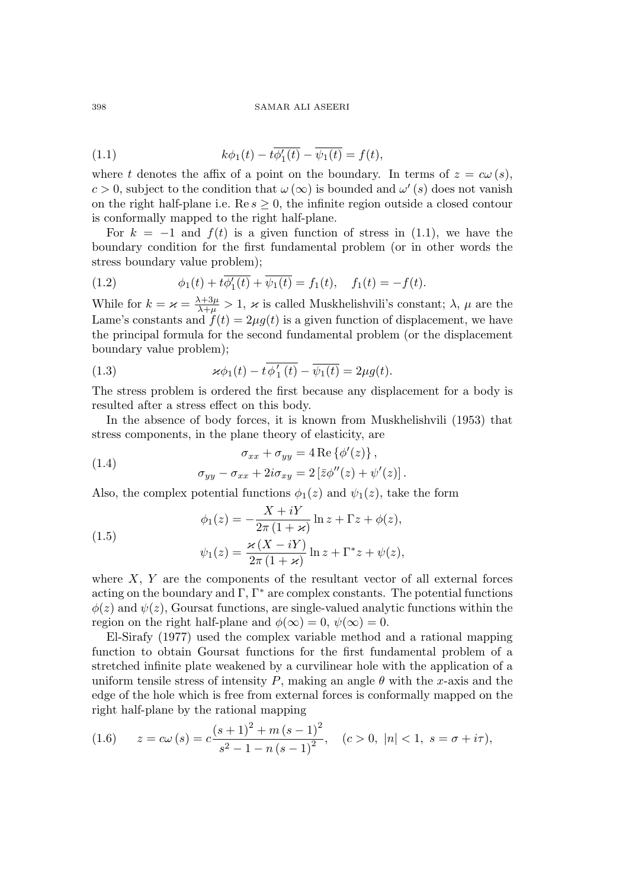$$k\phi_1(t) - t\overline{\phi_1'(t)} - \overline{\psi_1(t)} = f(t), \tag{1.1}$$

where $t$ denotes the affix of a point on the boundary. In terms of $z = c\omega(s)$, $c > 0$, subject to the condition that $\omega(\infty)$ is bounded and $\omega'(s)$ does not vanish on the right half-plane i.e. $\operatorname{Re} s \geq 0$, the infinite region outside a closed contour is conformally mapped to the right half-plane.

For $k = -1$ and $f(t)$ is a given function of stress in (1.1), we have the boundary condition for the first fundamental problem (or in other words the stress boundary value problem);

$$\phi_1(t) + t\overline{\phi_1'(t)} + \overline{\psi_1(t)} = f_1(t), \quad f_1(t) = -f(t). \tag{1.2}$$

While for $k = \varkappa = \frac{\lambda+3\mu}{\lambda+\mu} > 1$, $\varkappa$ is called Muskhelishvili's constant; $\lambda$, $\mu$ are the Lame's constants and $f(t) = 2\mu g(t)$ is a given function of displacement, we have the principal formula for the second fundamental problem (or the displacement boundary value problem);

$$\varkappa\phi_1(t) - t\overline{\phi_1'(t)} - \overline{\psi_1(t)} = 2\mu g(t). \tag{1.3}$$

The stress problem is ordered the first because any displacement for a body is resulted after a stress effect on this body.

In the absence of body forces, it is known from Muskhelishvili (1953) that stress components, in the plane theory of elasticity, are

$$\begin{gathered} \sigma_{xx} + \sigma_{yy} = 4\operatorname{Re}\{\phi'(z)\}, \\ \sigma_{yy} - \sigma_{xx} + 2i\sigma_{xy} = 2\left[\bar{z}\phi''(z) + \psi'(z)\right]. \end{gathered} \tag{1.4}$$

Also, the complex potential functions $\phi_1(z)$ and $\psi_1(z)$, take the form

$$\begin{gathered} \phi_1(z) = -\frac{X+iY}{2\pi(1+\varkappa)}\ln z + \Gamma z + \phi(z), \\ \psi_1(z) = \frac{\varkappa(X-iY)}{2\pi(1+\varkappa)}\ln z + \Gamma^* z + \psi(z), \end{gathered} \tag{1.5}$$

where $X$, $Y$ are the components of the resultant vector of all external forces acting on the boundary and $\Gamma$, $\Gamma^*$ are complex constants. The potential functions $\phi(z)$ and $\psi(z)$, Goursat functions, are single-valued analytic functions within the region on the right half-plane and $\phi(\infty) = 0$, $\psi(\infty) = 0$.

El-Sirafy (1977) used the complex variable method and a rational mapping function to obtain Goursat functions for the first fundamental problem of a stretched infinite plate weakened by a curvilinear hole with the application of a uniform tensile stress of intensity $P$, making an angle $\theta$ with the $x$-axis and the edge of the hole which is free from external forces is conformally mapped on the right half-plane by the rational mapping

$$z = c\omega(s) = c\frac{(s+1)^2 + m(s-1)^2}{s^2 - 1 - n(s-1)^2}, \quad (c > 0,\ |n| < 1,\ s = \sigma + i\tau), \tag{1.6}$$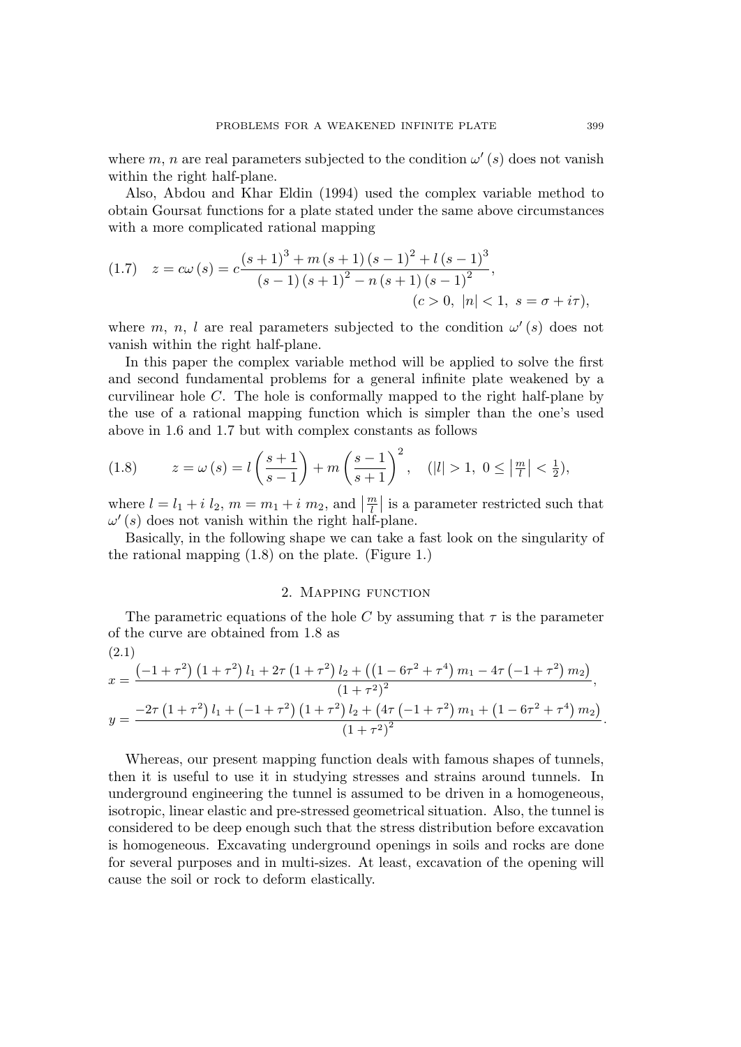where $m$, $n$ are real parameters subjected to the condition $\omega'(s)$ does not vanish within the right half-plane.

Also, Abdou and Khar Eldin (1994) used the complex variable method to obtain Goursat functions for a plate stated under the same above circumstances with a more complicated rational mapping

$$
z = c\omega(s) = c\frac{(s+1)^3 + m(s+1)(s-1)^2 + l(s-1)^3}{(s-1)(s+1)^2 - n(s+1)(s-1)^2}, \quad (c > 0,\ |n| < 1,\ s = \sigma + i\tau), \tag{1.7}
$$

where $m$, $n$, $l$ are real parameters subjected to the condition $\omega'(s)$ does not vanish within the right half-plane.

In this paper the complex variable method will be applied to solve the first and second fundamental problems for a general infinite plate weakened by a curvilinear hole $C$. The hole is conformally mapped to the right half-plane by the use of a rational mapping function which is simpler than the one's used above in 1.6 and 1.7 but with complex constants as follows

$$
z = \omega(s) = l\left(\frac{s+1}{s-1}\right) + m\left(\frac{s-1}{s+1}\right)^2, \quad \left(|l| > 1,\ 0 \le \left|\tfrac{m}{l}\right| < \tfrac{1}{2}\right), \tag{1.8}
$$

where $l = l_1 + i\, l_2$, $m = m_1 + i\, m_2$, and $\left|\frac{m}{l}\right|$ is a parameter restricted such that $\omega'(s)$ does not vanish within the right half-plane.

Basically, in the following shape we can take a fast look on the singularity of the rational mapping (1.8) on the plate. (Figure 1.)

## 2. Mapping function

The parametric equations of the hole $C$ by assuming that $\tau$ is the parameter of the curve are obtained from 1.8 as

(2.1)

$$
x = \frac{\left(-1+\tau^2\right)\left(1+\tau^2\right)l_1 + 2\tau\left(1+\tau^2\right)l_2 + \left(\left(1-6\tau^2+\tau^4\right)m_1 - 4\tau\left(-1+\tau^2\right)m_2\right)}{\left(1+\tau^2\right)^2},
$$

$$
y = \frac{-2\tau\left(1+\tau^2\right)l_1 + \left(-1+\tau^2\right)\left(1+\tau^2\right)l_2 + \left(4\tau\left(-1+\tau^2\right)m_1 + \left(1-6\tau^2+\tau^4\right)m_2\right)}{\left(1+\tau^2\right)^2}.
$$

Whereas, our present mapping function deals with famous shapes of tunnels, then it is useful to use it in studying stresses and strains around tunnels. In underground engineering the tunnel is assumed to be driven in a homogeneous, isotropic, linear elastic and pre-stressed geometrical situation. Also, the tunnel is considered to be deep enough such that the stress distribution before excavation is homogeneous. Excavating underground openings in soils and rocks are done for several purposes and in multi-sizes. At least, excavation of the opening will cause the soil or rock to deform elastically.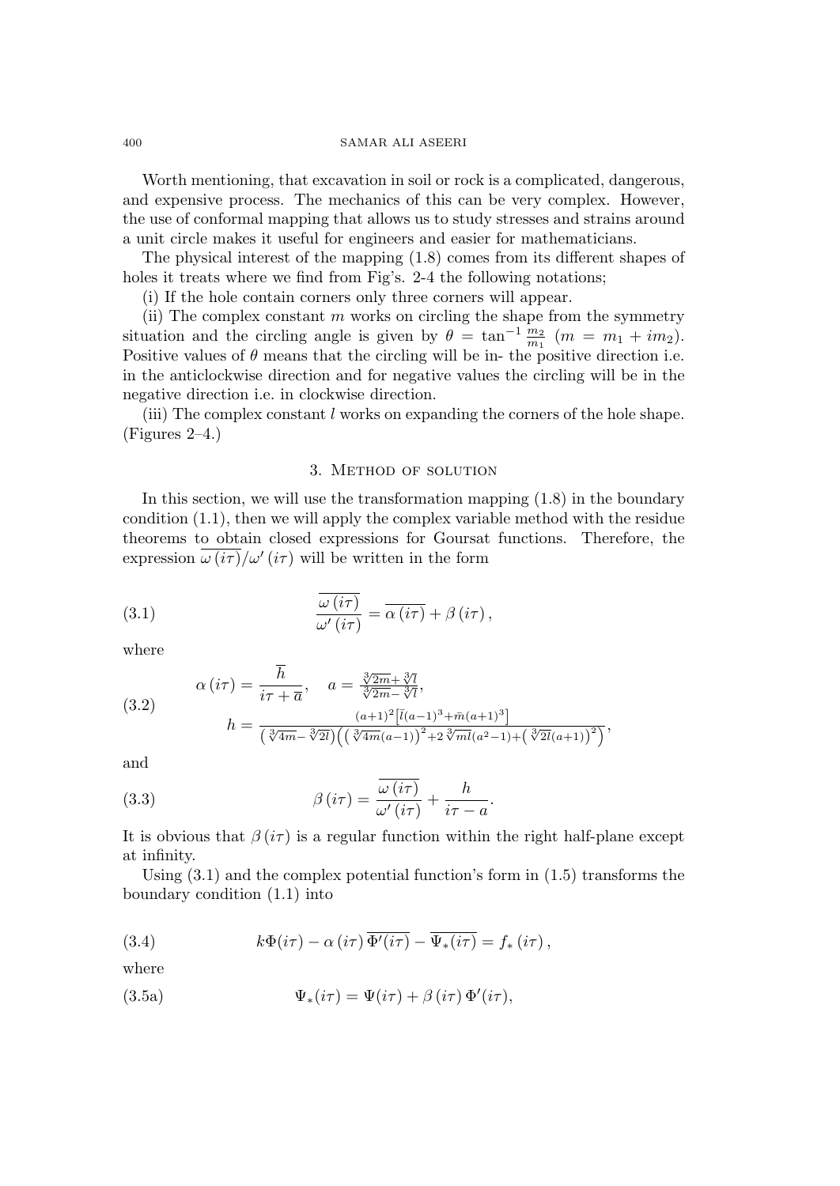Worth mentioning, that excavation in soil or rock is a complicated, dangerous, and expensive process. The mechanics of this can be very complex. However, the use of conformal mapping that allows us to study stresses and strains around a unit circle makes it useful for engineers and easier for mathematicians.

The physical interest of the mapping (1.8) comes from its different shapes of holes it treats where we find from Fig's. 2-4 the following notations;

(i) If the hole contain corners only three corners will appear.

(ii) The complex constant $m$ works on circling the shape from the symmetry situation and the circling angle is given by $\theta = \tan^{-1} \frac{m_2}{m_1}$ $(m = m_1 + im_2)$. Positive values of $\theta$ means that the circling will be in- the positive direction i.e. in the anticlockwise direction and for negative values the circling will be in the negative direction i.e. in clockwise direction.

(iii) The complex constant $l$ works on expanding the corners of the hole shape. (Figures 2–4.)

## 3. Method of solution

In this section, we will use the transformation mapping (1.8) in the boundary condition (1.1), then we will apply the complex variable method with the residue theorems to obtain closed expressions for Goursat functions. Therefore, the expression $\overline{\omega(i\tau)}/\omega'(i\tau)$ will be written in the form

$$\frac{\overline{\omega(i\tau)}}{\omega'(i\tau)} = \overline{\alpha(i\tau)} + \beta(i\tau), \tag{3.1}$$

where

$$\alpha(i\tau) = \frac{\overline{h}}{i\tau + \overline{a}}, \quad a = \frac{\sqrt[3]{2m} + \sqrt[3]{l}}{\sqrt[3]{2m} - \sqrt[3]{l}}, \tag{3.2}$$
$$h = \frac{(a+1)^2\left[\bar{l}(a-1)^3 + \bar{m}(a+1)^3\right]}{\left(\sqrt[3]{4m} - \sqrt[3]{2l}\right)\left(\left(\sqrt[3]{4m}(a-1)\right)^2 + 2\sqrt[3]{ml}(a^2-1) + \left(\sqrt[3]{2l}(a+1)\right)^2\right)},$$

and

$$\beta(i\tau) = \frac{\overline{\omega(i\tau)}}{\omega'(i\tau)} + \frac{h}{i\tau - a}. \tag{3.3}$$

It is obvious that $\beta(i\tau)$ is a regular function within the right half-plane except at infinity.

Using (3.1) and the complex potential function's form in (1.5) transforms the boundary condition (1.1) into

$$k\Phi(i\tau) - \alpha(i\tau)\,\overline{\Phi'(i\tau)} - \overline{\Psi_*(i\tau)} = f_*(i\tau), \tag{3.4}$$

where

$$\Psi_*(i\tau) = \Psi(i\tau) + \beta(i\tau)\,\Phi'(i\tau), \tag{3.5a}$$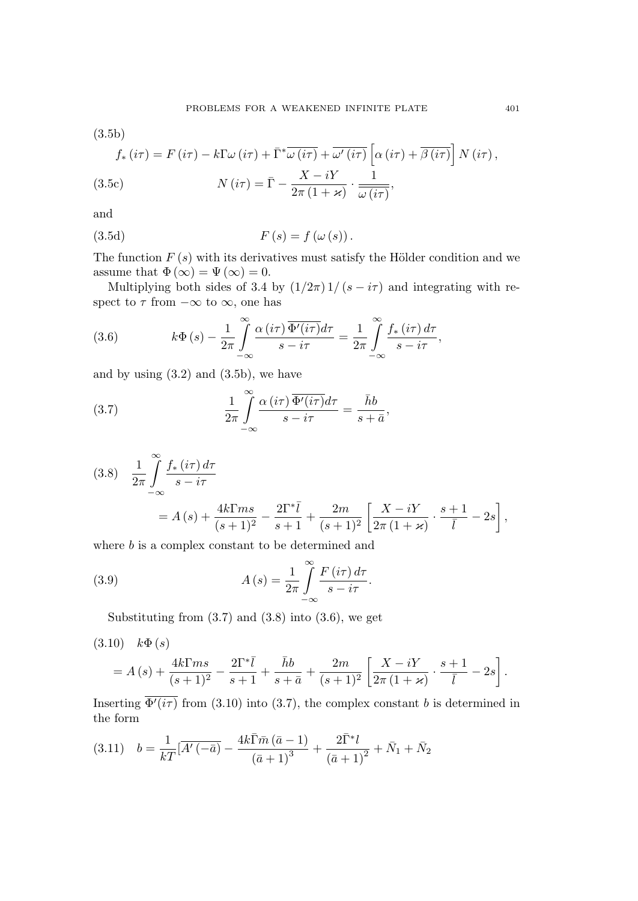(3.5b)

$$f_*(i\tau) = F(i\tau) - k\Gamma\omega(i\tau) + \bar{\Gamma}^*\overline{\omega(i\tau)} + \overline{\omega'(i\tau)}\left[\alpha(i\tau) + \overline{\beta(i\tau)}\right]N(i\tau),$$

(3.5c)
$$N(i\tau) = \bar{\Gamma} - \frac{X - iY}{2\pi(1+\varkappa)} \cdot \frac{1}{\overline{\omega(i\tau)}},$$

and

(3.5d)
$$F(s) = f(\omega(s)).$$

The function $F(s)$ with its derivatives must satisfy the Hölder condition and we assume that $\Phi(\infty) = \Psi(\infty) = 0$.

Multiplying both sides of 3.4 by $(1/2\pi)\,1/(s - i\tau)$ and integrating with respect to $\tau$ from $-\infty$ to $\infty$, one has

(3.6)
$$k\Phi(s) - \frac{1}{2\pi}\int_{-\infty}^{\infty} \frac{\alpha(i\tau)\,\overline{\Phi'(i\tau)}d\tau}{s - i\tau} = \frac{1}{2\pi}\int_{-\infty}^{\infty} \frac{f_*(i\tau)\,d\tau}{s - i\tau},$$

and by using (3.2) and (3.5b), we have

(3.7)
$$\frac{1}{2\pi}\int_{-\infty}^{\infty} \frac{\alpha(i\tau)\,\overline{\Phi'(i\tau)}d\tau}{s - i\tau} = \frac{\bar{h}b}{s + \bar{a}},$$

(3.8)
$$\frac{1}{2\pi}\int_{-\infty}^{\infty} \frac{f_*(i\tau)\,d\tau}{s - i\tau} = A(s) + \frac{4k\Gamma ms}{(s+1)^2} - \frac{2\Gamma^*\bar{l}}{s+1} + \frac{2m}{(s+1)^2}\left[\frac{X - iY}{2\pi(1+\varkappa)} \cdot \frac{s+1}{\bar{l}} - 2s\right],$$

where $b$ is a complex constant to be determined and

(3.9)
$$A(s) = \frac{1}{2\pi}\int_{-\infty}^{\infty} \frac{F(i\tau)\,d\tau}{s - i\tau}.$$

Substituting from (3.7) and (3.8) into (3.6), we get

(3.10)
$$k\Phi(s) = A(s) + \frac{4k\Gamma ms}{(s+1)^2} - \frac{2\Gamma^*\bar{l}}{s+1} + \frac{\bar{h}b}{s+\bar{a}} + \frac{2m}{(s+1)^2}\left[\frac{X - iY}{2\pi(1+\varkappa)} \cdot \frac{s+1}{\bar{l}} - 2s\right].$$

Inserting $\overline{\Phi'(i\tau)}$ from (3.10) into (3.7), the complex constant $b$ is determined in the form

(3.11)
$$b = \frac{1}{kT}[\overline{A'(-\bar{a})} - \frac{4k\bar{\Gamma}\bar{m}(\bar{a}-1)}{(\bar{a}+1)^3} + \frac{2\bar{\Gamma}^* l}{(\bar{a}+1)^2} + \bar{N}_1 + \bar{N}_2$$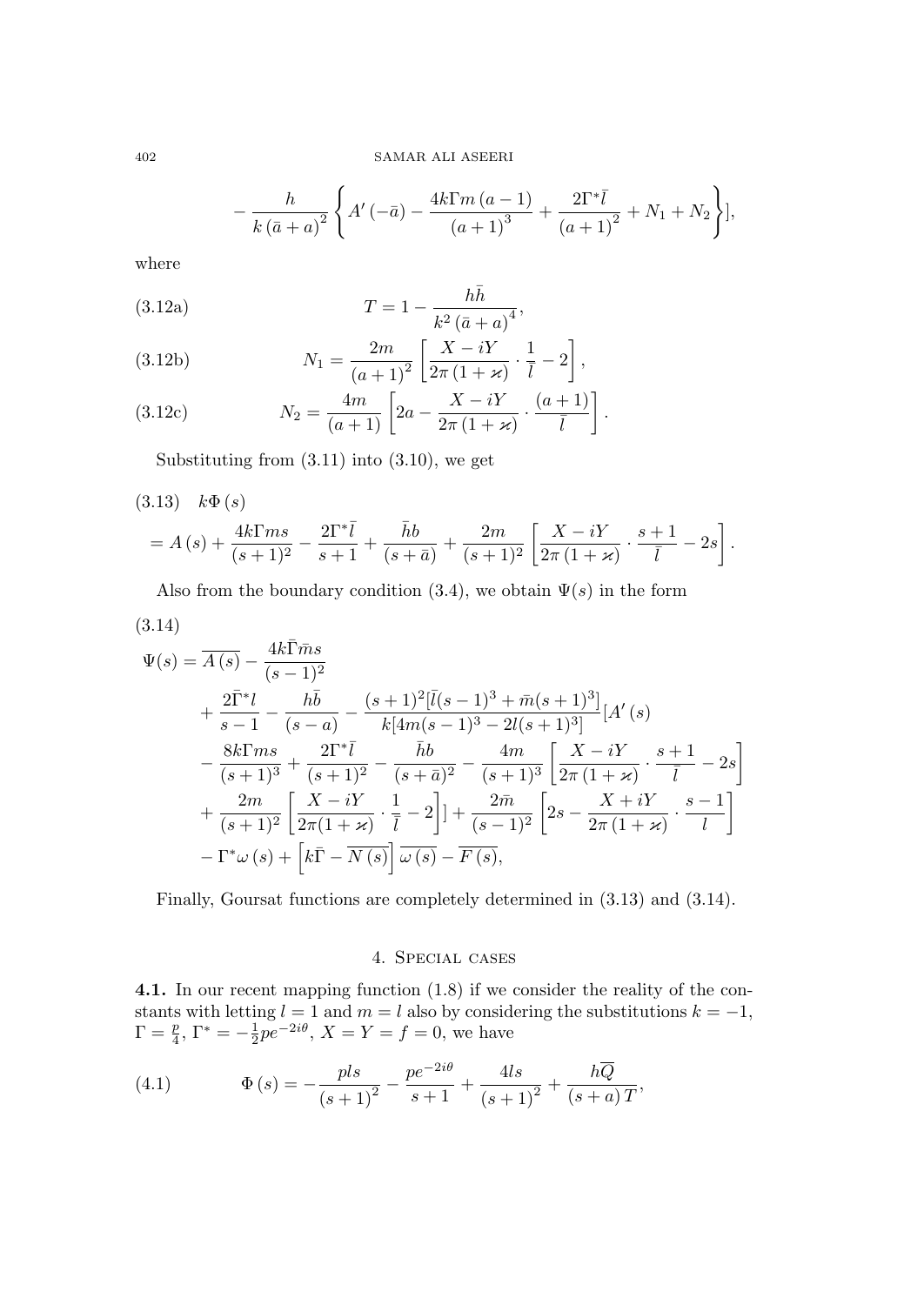$$- \frac{h}{k\left(\bar{a}+a\right)^{2}}\left\{A'\left(-\bar{a}\right)-\frac{4k\Gamma m\left(a-1\right)}{\left(a+1\right)^{3}}+\frac{2\Gamma^{*}\bar{l}}{\left(a+1\right)^{2}}+N_{1}+N_{2}\right\}],$$

where

$$T = 1-\frac{h\bar{h}}{k^{2}\left(\bar{a}+a\right)^{4}}, \tag{3.12a}$$

$$N_{1} = \frac{2m}{\left(a+1\right)^{2}}\left[\frac{X-iY}{2\pi\left(1+\varkappa\right)}\cdot\frac{1}{\bar{l}}-2\right], \tag{3.12b}$$

$$N_{2} = \frac{4m}{\left(a+1\right)}\left[2a-\frac{X-iY}{2\pi\left(1+\varkappa\right)}\cdot\frac{\left(a+1\right)}{\bar{l}}\right]. \tag{3.12c}$$

Substituting from (3.11) into (3.10), we get

$$k\Phi\left(s\right) = A\left(s\right)+\frac{4k\Gamma ms}{(s+1)^{2}}-\frac{2\Gamma^{*}\bar{l}}{s+1}+\frac{\bar{h}b}{(s+\bar{a})}+\frac{2m}{(s+1)^{2}}\left[\frac{X-iY}{2\pi\left(1+\varkappa\right)}\cdot\frac{s+1}{\bar{l}}-2s\right]. \tag{3.13}$$

Also from the boundary condition (3.4), we obtain $\Psi(s)$ in the form

$$\begin{aligned}
\Psi(s) = {} & \overline{A\left(s\right)}-\frac{4k\bar{\Gamma}\bar{m}s}{(s-1)^{2}} \\
& +\frac{2\bar{\Gamma}^{*}l}{s-1}-\frac{h\bar{b}}{(s-a)}-\frac{(s+1)^{2}[\bar{l}(s-1)^{3}+\bar{m}(s+1)^{3}]}{k[4m(s-1)^{3}-2l(s+1)^{3}]}[A'\left(s\right) \\
& -\frac{8k\Gamma ms}{(s+1)^{3}}+\frac{2\Gamma^{*}\bar{l}}{(s+1)^{2}}-\frac{\bar{h}b}{(s+\bar{a})^{2}}-\frac{4m}{(s+1)^{3}}\left[\frac{X-iY}{2\pi\left(1+\varkappa\right)}\cdot\frac{s+1}{\bar{l}}-2s\right] \\
& +\frac{2m}{(s+1)^{2}}\left[\frac{X-iY}{2\pi(1+\varkappa)}\cdot\frac{1}{\bar{l}}-2\right]]+\frac{2\bar{m}}{(s-1)^{2}}\left[2s-\frac{X+iY}{2\pi\left(1+\varkappa\right)}\cdot\frac{s-1}{l}\right] \\
& -\Gamma^{*}\omega\left(s\right)+\left[k\bar{\Gamma}-\overline{N\left(s\right)}\right]\overline{\omega\left(s\right)}-\overline{F\left(s\right)},
\end{aligned} \tag{3.14}$$

Finally, Goursat functions are completely determined in (3.13) and (3.14).

## 4. Special cases

**4.1.** In our recent mapping function (1.8) if we consider the reality of the constants with letting $l=1$ and $m=l$ also by considering the substitutions $k=-1$, $\Gamma=\frac{p}{4}$, $\Gamma^{*}=-\frac{1}{2}pe^{-2i\theta}$, $X=Y=f=0$, we have

$$\Phi\left(s\right) = -\frac{pls}{\left(s+1\right)^{2}}-\frac{pe^{-2i\theta}}{s+1}+\frac{4ls}{\left(s+1\right)^{2}}+\frac{h\overline{Q}}{\left(s+a\right)T}, \tag{4.1}$$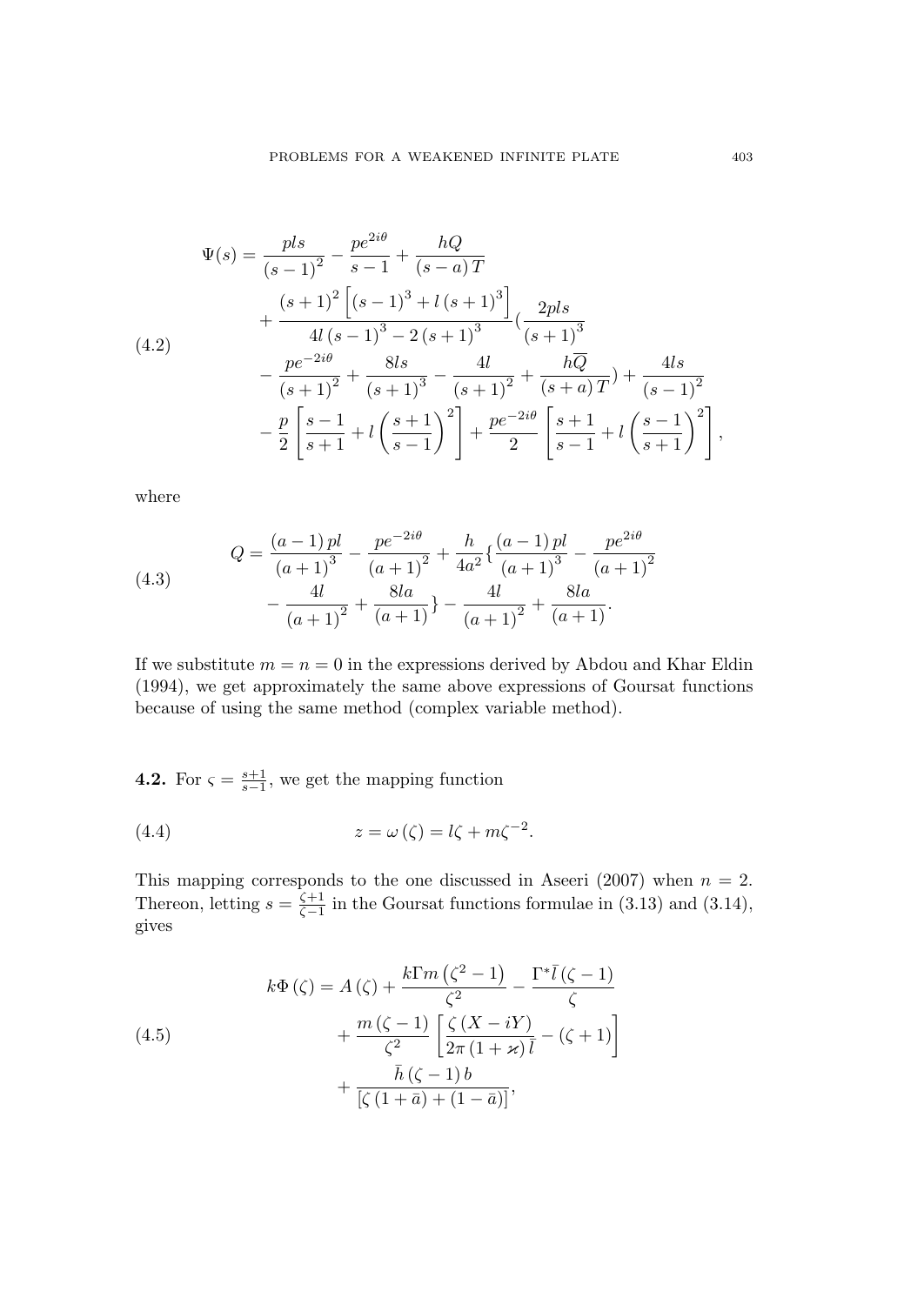$$
\begin{aligned}
\Psi(s) = {} & \frac{pls}{(s-1)^2} - \frac{pe^{2i\theta}}{s-1} + \frac{hQ}{(s-a)\,T} \\
& + \frac{(s+1)^2\left[(s-1)^3 + l\,(s+1)^3\right]}{4l\,(s-1)^3 - 2\,(s+1)^3}\Big(\frac{2pls}{(s+1)^3} \\
& - \frac{pe^{-2i\theta}}{(s+1)^2} + \frac{8ls}{(s+1)^3} - \frac{4l}{(s+1)^2} + \frac{h\overline{Q}}{(s+a)\,T}\Big) + \frac{4ls}{(s-1)^2} \\
& - \frac{p}{2}\left[\frac{s-1}{s+1} + l\left(\frac{s+1}{s-1}\right)^2\right] + \frac{pe^{-2i\theta}}{2}\left[\frac{s+1}{s-1} + l\left(\frac{s-1}{s+1}\right)^2\right],
\end{aligned}
\tag{4.2}
$$

where

$$
\begin{aligned}
Q = {} & \frac{(a-1)\,pl}{(a+1)^3} - \frac{pe^{-2i\theta}}{(a+1)^2} + \frac{h}{4a^2}\Big\{\frac{(a-1)\,pl}{(a+1)^3} - \frac{pe^{2i\theta}}{(a+1)^2} \\
& - \frac{4l}{(a+1)^2} + \frac{8la}{(a+1)}\Big\} - \frac{4l}{(a+1)^2} + \frac{8la}{(a+1)}.
\end{aligned}
\tag{4.3}
$$

If we substitute $m = n = 0$ in the expressions derived by Abdou and Khar Eldin (1994), we get approximately the same above expressions of Goursat functions because of using the same method (complex variable method).

**4.2.** For $\varsigma = \frac{s+1}{s-1}$, we get the mapping function

$$
z = \omega(\zeta) = l\zeta + m\zeta^{-2}. \tag{4.4}
$$

This mapping corresponds to the one discussed in Aseeri (2007) when $n = 2$. Thereon, letting $s = \frac{\zeta+1}{\zeta-1}$ in the Goursat functions formulae in (3.13) and (3.14), gives

$$
\begin{aligned}
k\Phi(\zeta) = {} & A(\zeta) + \frac{k\Gamma m\left(\zeta^2 - 1\right)}{\zeta^2} - \frac{\Gamma^* \bar{l}\,(\zeta - 1)}{\zeta} \\
& + \frac{m\,(\zeta - 1)}{\zeta^2}\left[\frac{\zeta\,(X - iY)}{2\pi\,(1 + \varkappa)\,\bar{l}} - (\zeta + 1)\right] \\
& + \frac{\bar{h}\,(\zeta - 1)\,b}{\left[\zeta\,(1 + \bar{a}) + (1 - \bar{a})\right]},
\end{aligned}
\tag{4.5}
$$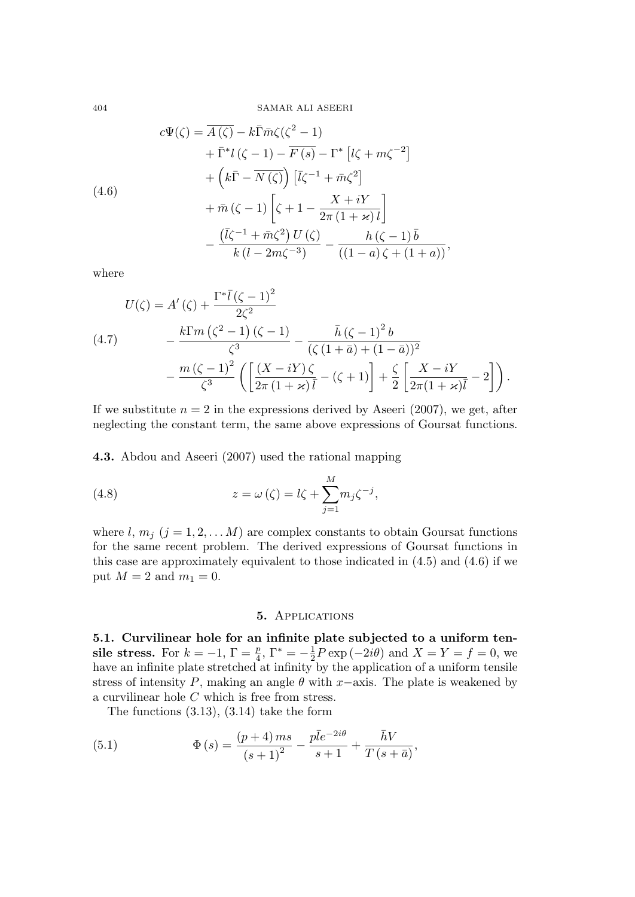$$
\begin{aligned}
c\Psi(\zeta) &= \overline{A(\zeta)} - k\bar{\Gamma}\bar{m}\zeta(\zeta^2-1) \\
&\quad + \bar{\Gamma}^{*} l(\zeta-1) - \overline{F(s)} - \Gamma^{*}\left[l\zeta + m\zeta^{-2}\right] \\
&\quad + \left(k\bar{\Gamma} - \overline{N(\zeta)}\right)\left[\bar{l}\zeta^{-1} + \bar{m}\zeta^{2}\right] \\
&\quad + \bar{m}(\zeta-1)\left[\zeta + 1 - \frac{X+iY}{2\pi(1+\varkappa)l}\right] \\
&\quad - \frac{\left(\bar{l}\zeta^{-1} + \bar{m}\zeta^{2}\right)U(\zeta)}{k\left(l - 2m\zeta^{-3}\right)} - \frac{h(\zeta-1)\bar{b}}{\left((1-a)\zeta + (1+a)\right)},
\end{aligned}
\tag{4.6}
$$

where

$$
\begin{aligned}
U(\zeta) &= A'(\zeta) + \frac{\Gamma^{*}\bar{l}(\zeta-1)^2}{2\zeta^2} \\
&\quad - \frac{k\Gamma m\left(\zeta^2-1\right)(\zeta-1)}{\zeta^3} - \frac{\bar{h}(\zeta-1)^2 b}{(\zeta(1+\bar{a}) + (1-\bar{a}))^2} \\
&\quad - \frac{m(\zeta-1)^2}{\zeta^3}\left(\left[\frac{(X-iY)\zeta}{2\pi(1+\varkappa)\bar{l}} - (\zeta+1)\right] + \frac{\zeta}{2}\left[\frac{X-iY}{2\pi(1+\varkappa)\bar{l}} - 2\right]\right).
\end{aligned}
\tag{4.7}
$$

If we substitute $n = 2$ in the expressions derived by Aseeri (2007), we get, after neglecting the constant term, the same above expressions of Goursat functions.

**4.3.** Abdou and Aseeri (2007) used the rational mapping

$$
z = \omega(\zeta) = l\zeta + \sum_{j=1}^{M} m_j \zeta^{-j},
\tag{4.8}
$$

where $l$, $m_j$ $(j = 1, 2, \ldots M)$ are complex constants to obtain Goursat functions for the same recent problem. The derived expressions of Goursat functions in this case are approximately equivalent to those indicated in (4.5) and (4.6) if we put $M = 2$ and $m_1 = 0$.

## 5. Applications

**5.1. Curvilinear hole for an infinite plate subjected to a uniform tensile stress.** For $k = -1$, $\Gamma = \frac{p}{4}$, $\Gamma^{*} = -\frac{1}{2}P\exp(-2i\theta)$ and $X = Y = f = 0$, we have an infinite plate stretched at infinity by the application of a uniform tensile stress of intensity $P$, making an angle $\theta$ with $x-$axis. The plate is weakened by a curvilinear hole $C$ which is free from stress.

The functions (3.13), (3.14) take the form

$$
\Phi(s) = \frac{(p+4)ms}{(s+1)^2} - \frac{p\bar{l}e^{-2i\theta}}{s+1} + \frac{\bar{h}V}{T(s+\bar{a})},
\tag{5.1}
$$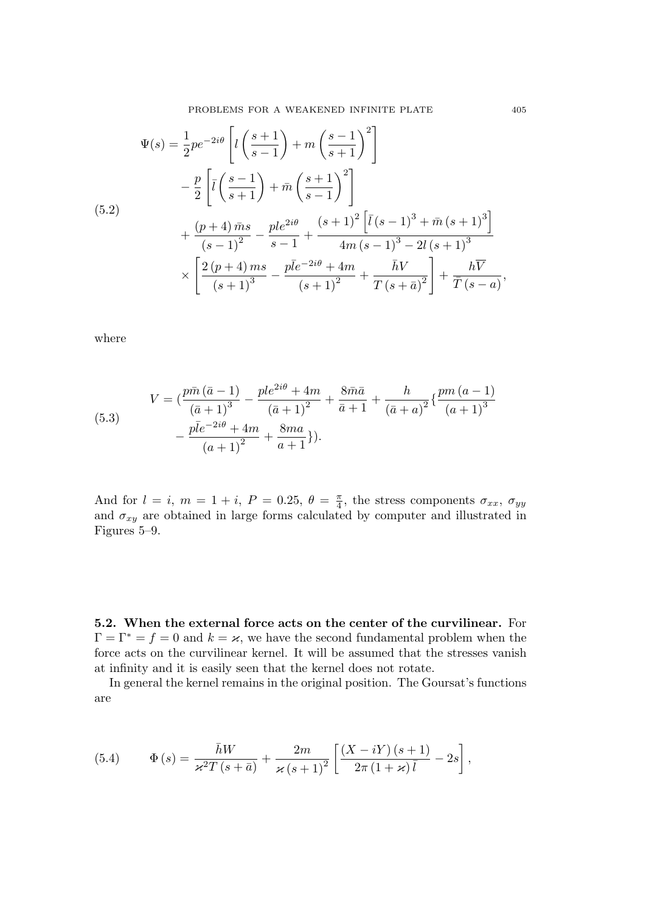$$
\begin{aligned}
\Psi(s) &= \frac{1}{2} p e^{-2i\theta} \left[ l \left( \frac{s+1}{s-1} \right) + m \left( \frac{s-1}{s+1} \right)^2 \right] \\
&\quad - \frac{p}{2} \left[ \bar{l} \left( \frac{s-1}{s+1} \right) + \bar{m} \left( \frac{s+1}{s-1} \right)^2 \right] \\
&\quad + \frac{(p+4)\,\bar{m} s}{(s-1)^2} - \frac{p l e^{2i\theta}}{s-1} + \frac{(s+1)^2 \left[ \bar{l} (s-1)^3 + \bar{m} (s+1)^3 \right]}{4m (s-1)^3 - 2l (s+1)^3} \\
&\quad \times \left[ \frac{2(p+4)\, m s}{(s+1)^3} - \frac{p \bar{l} e^{-2i\theta} + 4m}{(s+1)^2} + \frac{\bar{h} V}{T (s+\bar{a})^2} \right] + \frac{h \overline{V}}{\overline{T} (s-a)},
\end{aligned}
\tag{5.2}
$$

where

$$
\begin{aligned}
V = \Big( &\frac{p \bar{m} (\bar{a}-1)}{(\bar{a}+1)^3} - \frac{p l e^{2i\theta} + 4m}{(\bar{a}+1)^2} + \frac{8 \bar{m} \bar{a}}{\bar{a}+1} + \frac{h}{(\bar{a}+a)^2} \Big\{ \frac{p m (a-1)}{(a+1)^3} \\
&- \frac{p \bar{l} e^{-2i\theta} + 4m}{(a+1)^2} + \frac{8 m a}{a+1} \Big\} \Big).
\end{aligned}
\tag{5.3}
$$

And for $l = i$, $m = 1+i$, $P = 0.25$, $\theta = \frac{\pi}{4}$, the stress components $\sigma_{xx}$, $\sigma_{yy}$ and $\sigma_{xy}$ are obtained in large forms calculated by computer and illustrated in Figures 5–9.

**5.2. When the external force acts on the center of the curvilinear.** For $\Gamma = \Gamma^* = f = 0$ and $k = \varkappa$, we have the second fundamental problem when the force acts on the curvilinear kernel. It will be assumed that the stresses vanish at infinity and it is easily seen that the kernel does not rotate.

In general the kernel remains in the original position. The Goursat's functions are

$$
\Phi(s) = \frac{\bar{h} W}{\varkappa^2 T (s+\bar{a})} + \frac{2m}{\varkappa (s+1)^2} \left[ \frac{(X - iY)(s+1)}{2\pi (1+\varkappa)\, \bar{l}} - 2s \right],
\tag{5.4}
$$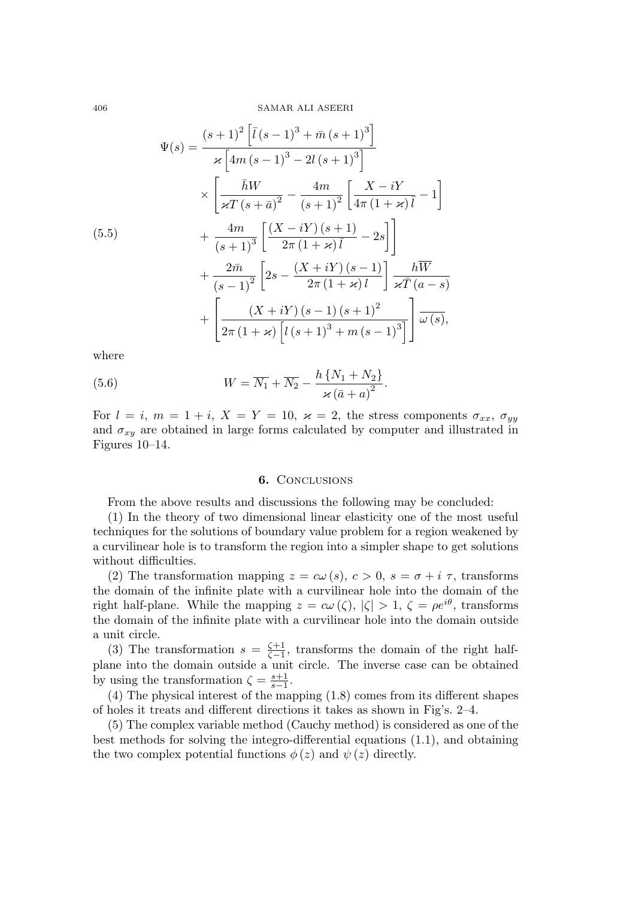$$
\begin{aligned}
\Psi(s) = {} & \frac{(s+1)^2\left[\bar{l}\,(s-1)^3+\bar{m}\,(s+1)^3\right]}{\varkappa\left[4m\,(s-1)^3-2l\,(s+1)^3\right]} \\
& \times\left[\frac{\bar{h}W}{\varkappa T\,(s+\bar{a})^2}-\frac{4m}{(s+1)^2}\left[\frac{X-iY}{4\pi\,(1+\varkappa)\,\bar{l}}-1\right]\right. \\
& \left.+\frac{4m}{(s+1)^3}\left[\frac{(X-iY)\,(s+1)}{2\pi\,(1+\varkappa)\,\bar{l}}-2s\right]\right] \\
& +\frac{2\bar{m}}{(s-1)^2}\left[2s-\frac{(X+iY)\,(s-1)}{2\pi\,(1+\varkappa)\,l}\right]\frac{h\overline{W}}{\varkappa\bar{T}\,(a-s)} \\
& +\left[\frac{(X+iY)\,(s-1)\,(s+1)^2}{2\pi\,(1+\varkappa)\left[l\,(s+1)^3+m\,(s-1)^3\right]}\right]\overline{\omega\,(s)},
\end{aligned}
\tag{5.5}
$$

where

$$
W=\overline{N_1}+\overline{N_2}-\frac{h\,\{N_1+N_2\}}{\varkappa\,(\bar{a}+a)^2}. \tag{5.6}
$$

For $l=i$, $m=1+i$, $X=Y=10$, $\varkappa=2$, the stress components $\sigma_{xx}$, $\sigma_{yy}$ and $\sigma_{xy}$ are obtained in large forms calculated by computer and illustrated in Figures 10–14.

## 6. Conclusions

From the above results and discussions the following may be concluded:

(1) In the theory of two dimensional linear elasticity one of the most useful techniques for the solutions of boundary value problem for a region weakened by a curvilinear hole is to transform the region into a simpler shape to get solutions without difficulties.

(2) The transformation mapping $z=c\omega\,(s)$, $c>0$, $s=\sigma+i\ \tau$, transforms the domain of the infinite plate with a curvilinear hole into the domain of the right half-plane. While the mapping $z=c\omega\,(\zeta)$, $|\zeta|>1$, $\zeta=\rho e^{i\theta}$, transforms the domain of the infinite plate with a curvilinear hole into the domain outside a unit circle.

(3) The transformation $s=\frac{\zeta+1}{\zeta-1}$, transforms the domain of the right half-plane into the domain outside a unit circle. The inverse case can be obtained by using the transformation $\zeta=\frac{s+1}{s-1}$.

(4) The physical interest of the mapping (1.8) comes from its different shapes of holes it treats and different directions it takes as shown in Fig's. 2–4.

(5) The complex variable method (Cauchy method) is considered as one of the best methods for solving the integro-differential equations (1.1), and obtaining the two complex potential functions $\phi\,(z)$ and $\psi\,(z)$ directly.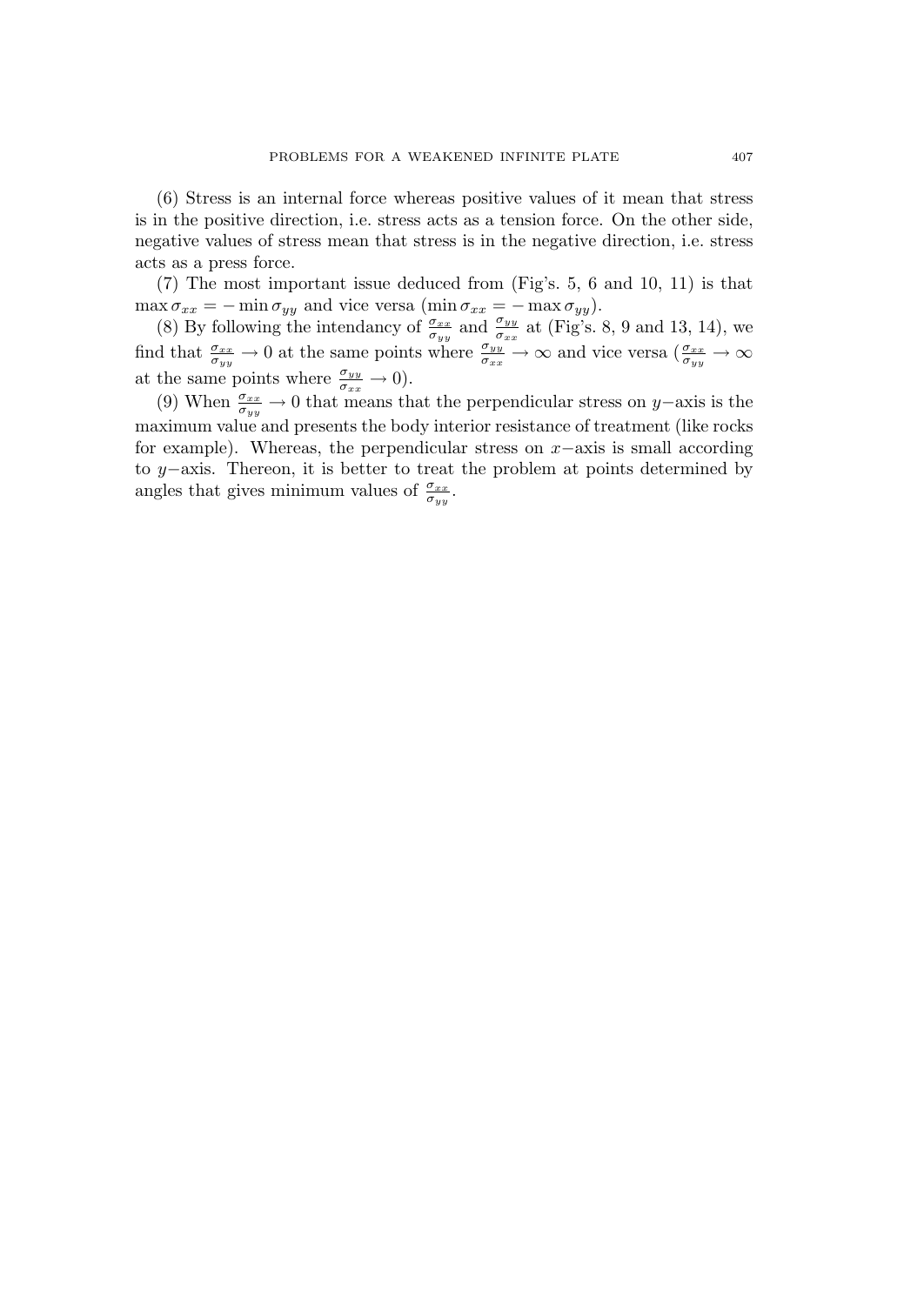(6) Stress is an internal force whereas positive values of it mean that stress is in the positive direction, i.e. stress acts as a tension force. On the other side, negative values of stress mean that stress is in the negative direction, i.e. stress acts as a press force.

(7) The most important issue deduced from (Fig's. 5, 6 and 10, 11) is that $\max \sigma_{xx} = -\min \sigma_{yy}$ and vice versa ($\min \sigma_{xx} = -\max \sigma_{yy}$).

(8) By following the intendancy of $\frac{\sigma_{xx}}{\sigma_{yy}}$ and $\frac{\sigma_{yy}}{\sigma_{xx}}$ at (Fig's. 8, 9 and 13, 14), we find that $\frac{\sigma_{xx}}{\sigma_{yy}} \to 0$ at the same points where $\frac{\sigma_{yy}}{\sigma_{xx}} \to \infty$ and vice versa ($\frac{\sigma_{xx}}{\sigma_{yy}} \to \infty$ at the same points where $\frac{\sigma_{yy}}{\sigma_{xx}} \to 0$).

(9) When $\frac{\sigma_{xx}}{\sigma_{yy}} \to 0$ that means that the perpendicular stress on $y-$axis is the maximum value and presents the body interior resistance of treatment (like rocks for example). Whereas, the perpendicular stress on $x-$axis is small according to $y-$axis. Thereon, it is better to treat the problem at points determined by angles that gives minimum values of $\frac{\sigma_{xx}}{\sigma_{yy}}$.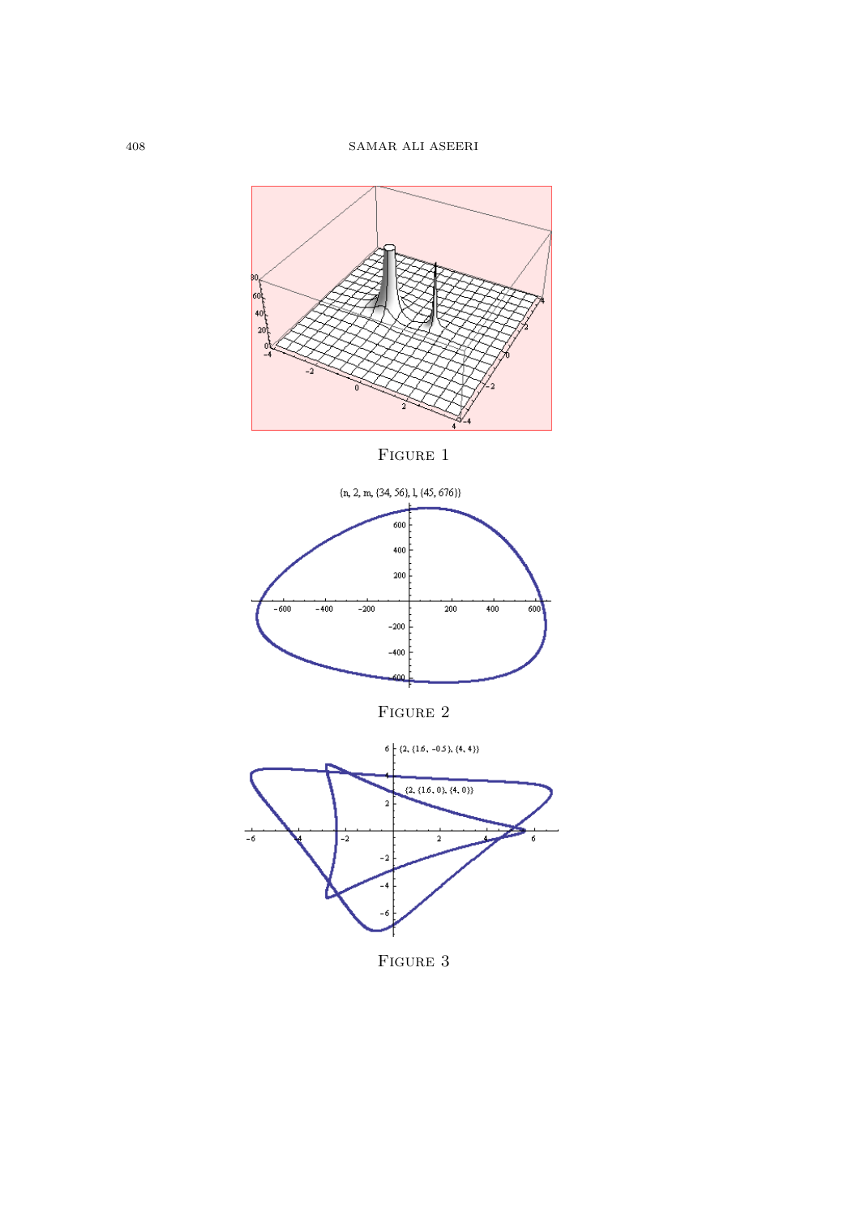FIGURE 1

{n, 2, m, {34, 56}, l, {45, 676}}

FIGURE 2

{2, {1.6, -0.5}, {4, 4}}

{2, {1.6, 0}, {4, 0}}

FIGURE 3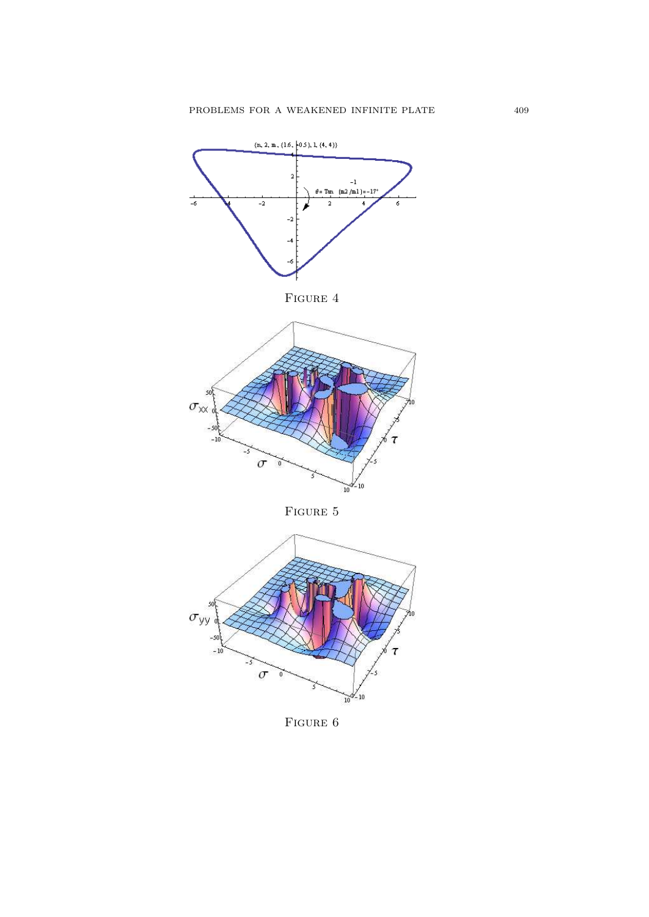{n, 2, m, {1.6, -0.5}, 1, {4, 4}}

$\theta = \text{Tan}^{-1}(m2/m1) = -17°$

-6 -4 -2 2 4 6

2 -2 -4 -6

FIGURE 4

$\sigma_{xx}$

50 0 -50

-10 -5 0 5 10

$\sigma$

10 5 0 -5 -10

$\tau$

FIGURE 5

$\sigma_{yy}$

50 0 -50

-10 -5 0 5 10

$\sigma$

10 5 0 -5 -10

$\tau$

FIGURE 6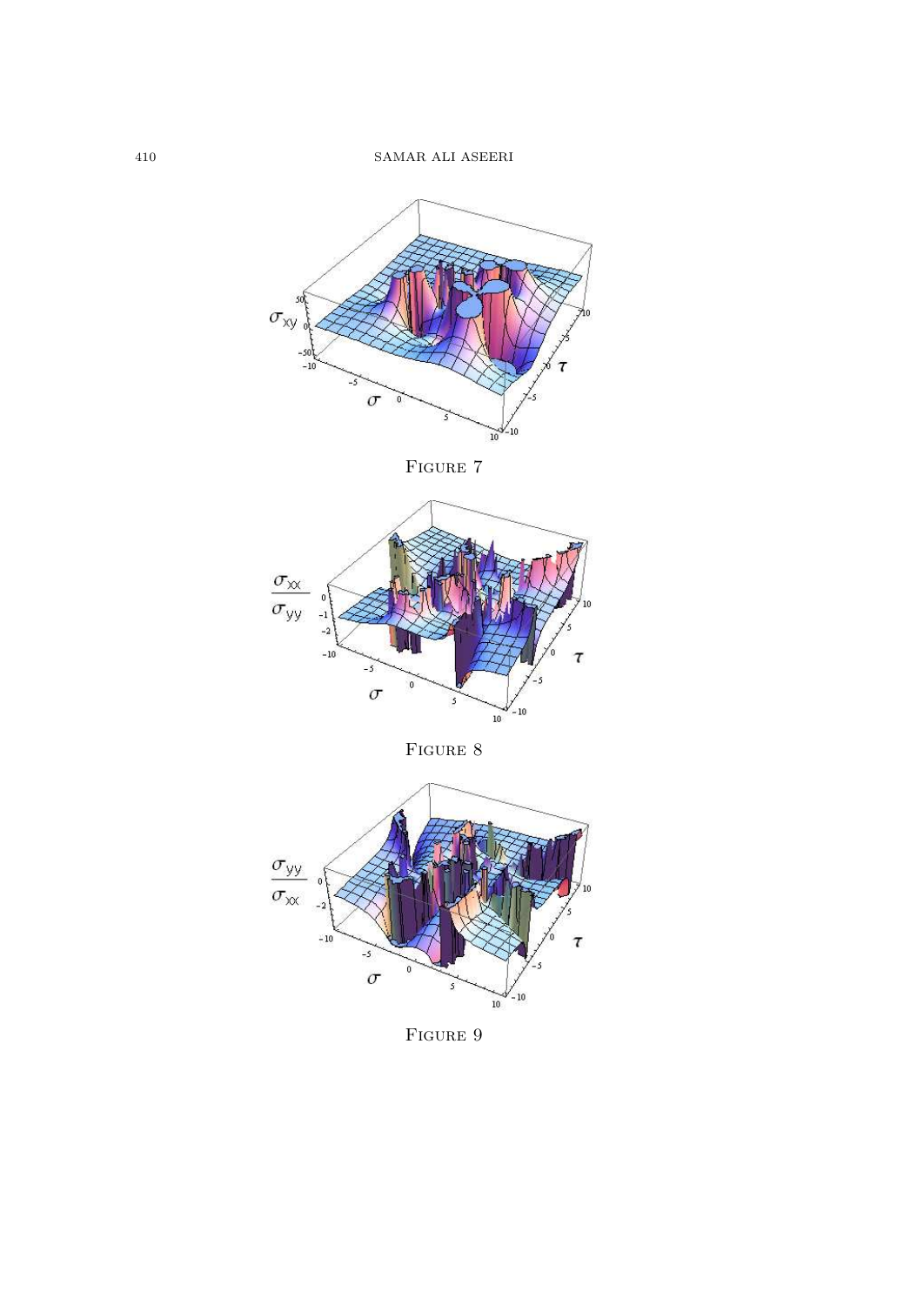$\sigma_{xy}$

50

0

−50

−10

−5

0

5

10

$\sigma$

10

5

0

−5

−10

$\tau$

FIGURE 7

$\dfrac{\sigma_{xx}}{\sigma_{yy}}$

0

−1

−2

−10

−5

0

5

10

$\sigma$

10

5

0

−5

−10

$\tau$

FIGURE 8

$\dfrac{\sigma_{yy}}{\sigma_{xx}}$

0

−2

−10

−5

0

5

10

$\sigma$

10

5

0

−5

−10

$\tau$

FIGURE 9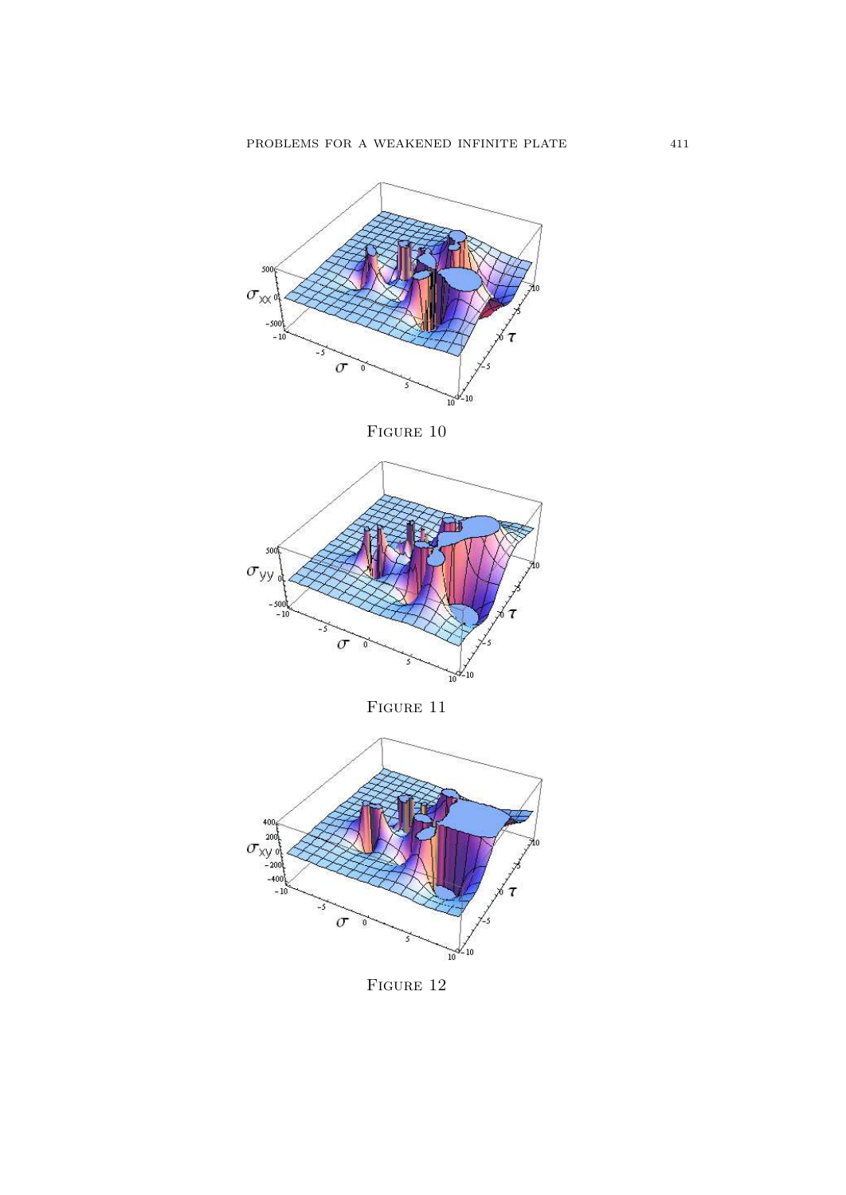$\sigma_{xx}$

500

0

-500

-10

-5

$\sigma$

0

5

10

-10

-5

0

5

10

$\tau$

Figure 10

$\sigma_{yy}$

500

0

-500

-10

-5

$\sigma$

0

5

10

-10

-5

0

5

10

$\tau$

Figure 11

$\sigma_{xy}$

400

200

0

-200

-400

-10

-5

$\sigma$

0

5

10

-10

-5

0

5

10

$\tau$

Figure 12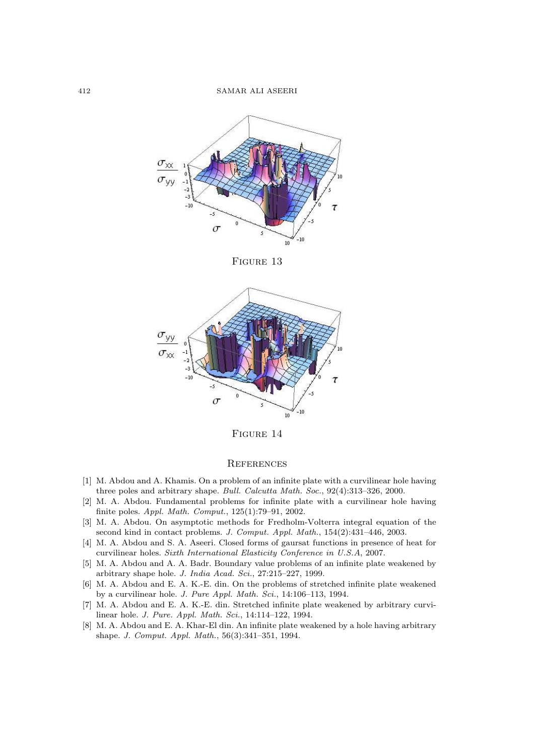$\frac{\sigma_{xx}}{\sigma_{yy}}$

1
0
-1
-2
-3
-10
-5
0
5
10
$\sigma$
10
5
0
-5
-10
$\tau$

FIGURE 13

$\frac{\sigma_{yy}}{\sigma_{xx}}$

0
-1
-2
-3
-10
-5
0
5
10
$\sigma$
10
5
0
-5
-10
$\tau$

FIGURE 14

## REFERENCES

[1] M. Abdou and A. Khamis. On a problem of an infinite plate with a curvilinear hole having three poles and arbitrary shape. *Bull. Calcutta Math. Soc.*, 92(4):313–326, 2000.

[2] M. A. Abdou. Fundamental problems for infinite plate with a curvilinear hole having finite poles. *Appl. Math. Comput.*, 125(1):79–91, 2002.

[3] M. A. Abdou. On asymptotic methods for Fredholm-Volterra integral equation of the second kind in contact problems. *J. Comput. Appl. Math.*, 154(2):431–446, 2003.

[4] M. A. Abdou and S. A. Aseeri. Closed forms of gaursat functions in presence of heat for curvilinear holes. *Sixth International Elasticity Conference in U.S.A*, 2007.

[5] M. A. Abdou and A. A. Badr. Boundary value problems of an infinite plate weakened by arbitrary shape hole. *J. India Acad. Sci.*, 27:215–227, 1999.

[6] M. A. Abdou and E. A. K.-E. din. On the problems of stretched infinite plate weakened by a curvilinear hole. *J. Pure Appl. Math. Sci.*, 14:106–113, 1994.

[7] M. A. Abdou and E. A. K.-E. din. Stretched infinite plate weakened by arbitrary curvilinear hole. *J. Pure. Appl. Math. Sci.*, 14:114–122, 1994.

[8] M. A. Abdou and E. A. Khar-El din. An infinite plate weakened by a hole having arbitrary shape. *J. Comput. Appl. Math.*, 56(3):341–351, 1994.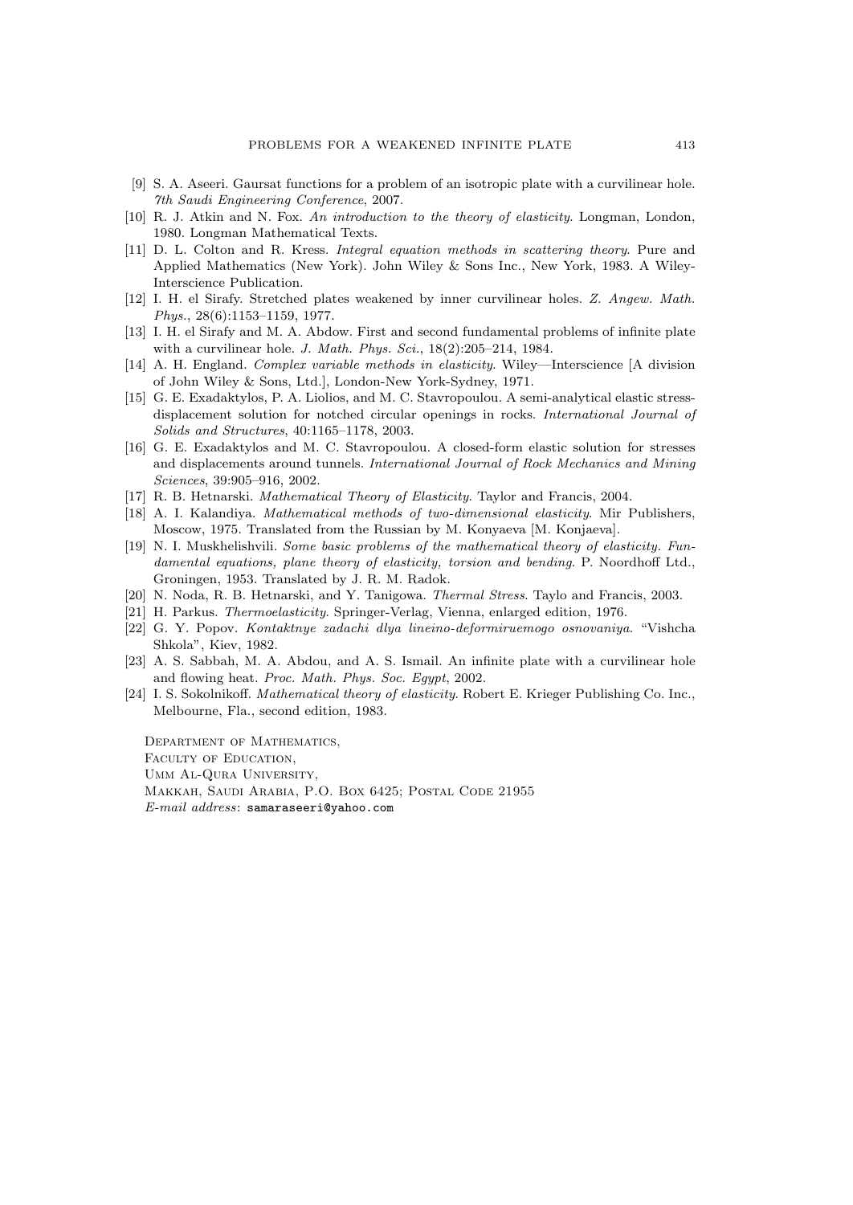[9] S. A. Aseeri. Gaursat functions for a problem of an isotropic plate with a curvilinear hole. *7th Saudi Engineering Conference*, 2007.

[10] R. J. Atkin and N. Fox. *An introduction to the theory of elasticity*. Longman, London, 1980. Longman Mathematical Texts.

[11] D. L. Colton and R. Kress. *Integral equation methods in scattering theory*. Pure and Applied Mathematics (New York). John Wiley & Sons Inc., New York, 1983. A Wiley-Interscience Publication.

[12] I. H. el Sirafy. Stretched plates weakened by inner curvilinear holes. *Z. Angew. Math. Phys.*, 28(6):1153–1159, 1977.

[13] I. H. el Sirafy and M. A. Abdow. First and second fundamental problems of infinite plate with a curvilinear hole. *J. Math. Phys. Sci.*, 18(2):205–214, 1984.

[14] A. H. England. *Complex variable methods in elasticity*. Wiley—Interscience [A division of John Wiley & Sons, Ltd.], London-New York-Sydney, 1971.

[15] G. E. Exadaktylos, P. A. Liolios, and M. C. Stavropoulou. A semi-analytical elastic stress-displacement solution for notched circular openings in rocks. *International Journal of Solids and Structures*, 40:1165–1178, 2003.

[16] G. E. Exadaktylos and M. C. Stavropoulou. A closed-form elastic solution for stresses and displacements around tunnels. *International Journal of Rock Mechanics and Mining Sciences*, 39:905–916, 2002.

[17] R. B. Hetnarski. *Mathematical Theory of Elasticity*. Taylor and Francis, 2004.

[18] A. I. Kalandiya. *Mathematical methods of two-dimensional elasticity*. Mir Publishers, Moscow, 1975. Translated from the Russian by M. Konyaeva [M. Konjaeva].

[19] N. I. Muskhelishvili. *Some basic problems of the mathematical theory of elasticity. Fundamental equations, plane theory of elasticity, torsion and bending*. P. Noordhoff Ltd., Groningen, 1953. Translated by J. R. M. Radok.

[20] N. Noda, R. B. Hetnarski, and Y. Tanigowa. *Thermal Stress*. Taylo and Francis, 2003.

[21] H. Parkus. *Thermoelasticity*. Springer-Verlag, Vienna, enlarged edition, 1976.

[22] G. Y. Popov. *Kontaktnye zadachi dlya lineino-deformiruemogo osnovaniya*. "Vishcha Shkola", Kiev, 1982.

[23] A. S. Sabbah, M. A. Abdou, and A. S. Ismail. An infinite plate with a curvilinear hole and flowing heat. *Proc. Math. Phys. Soc. Egypt*, 2002.

[24] I. S. Sokolnikoff. *Mathematical theory of elasticity*. Robert E. Krieger Publishing Co. Inc., Melbourne, Fla., second edition, 1983.

Department of Mathematics,
Faculty of Education,
Umm Al-Qura University,
Makkah, Saudi Arabia, P.O. Box 6425; Postal Code 21955
*E-mail address*: samaraseeri@yahoo.com